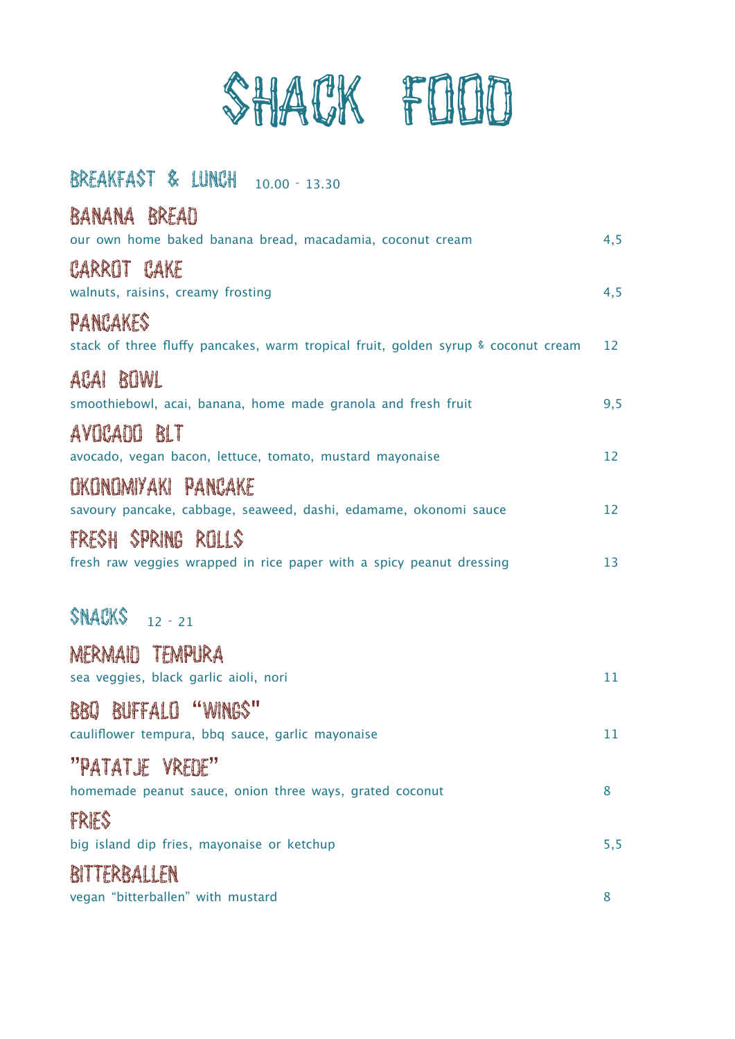# SHACK FOOD

## BREAKFAST & LUNCH 10.00 - 13.30

### BANANA BREAD
our own home baked banana bread, macadamia, coconut cream — 4,5

### CARROT CAKE
walnuts, raisins, creamy frosting — 4,5

### PANCAKES
stack of three fluffy pancakes, warm tropical fruit, golden syrup & coconut cream — 12

### ACAI BOWL
smoothiebowl, acai, banana, home made granola and fresh fruit — 9,5

### AVOCADO BLT
avocado, vegan bacon, lettuce, tomato, mustard mayonaise — 12

### OKONOMIYAKI PANCAKE
savoury pancake, cabbage, seaweed, dashi, edamame, okonomi sauce — 12

### FRESH SPRING ROLLS
fresh raw veggies wrapped in rice paper with a spicy peanut dressing — 13

## SNACKS 12 - 21

### MERMAID TEMPURA
sea veggies, black garlic aioli, nori — 11

### BBQ BUFFALO "WINGS"
cauliflower tempura, bbq sauce, garlic mayonaise — 11

### "PATATJE VREDE"
homemade peanut sauce, onion three ways, grated coconut — 8

### FRIES
big island dip fries, mayonaise or ketchup — 5,5

### BITTERBALLEN
vegan "bitterballen" with mustard — 8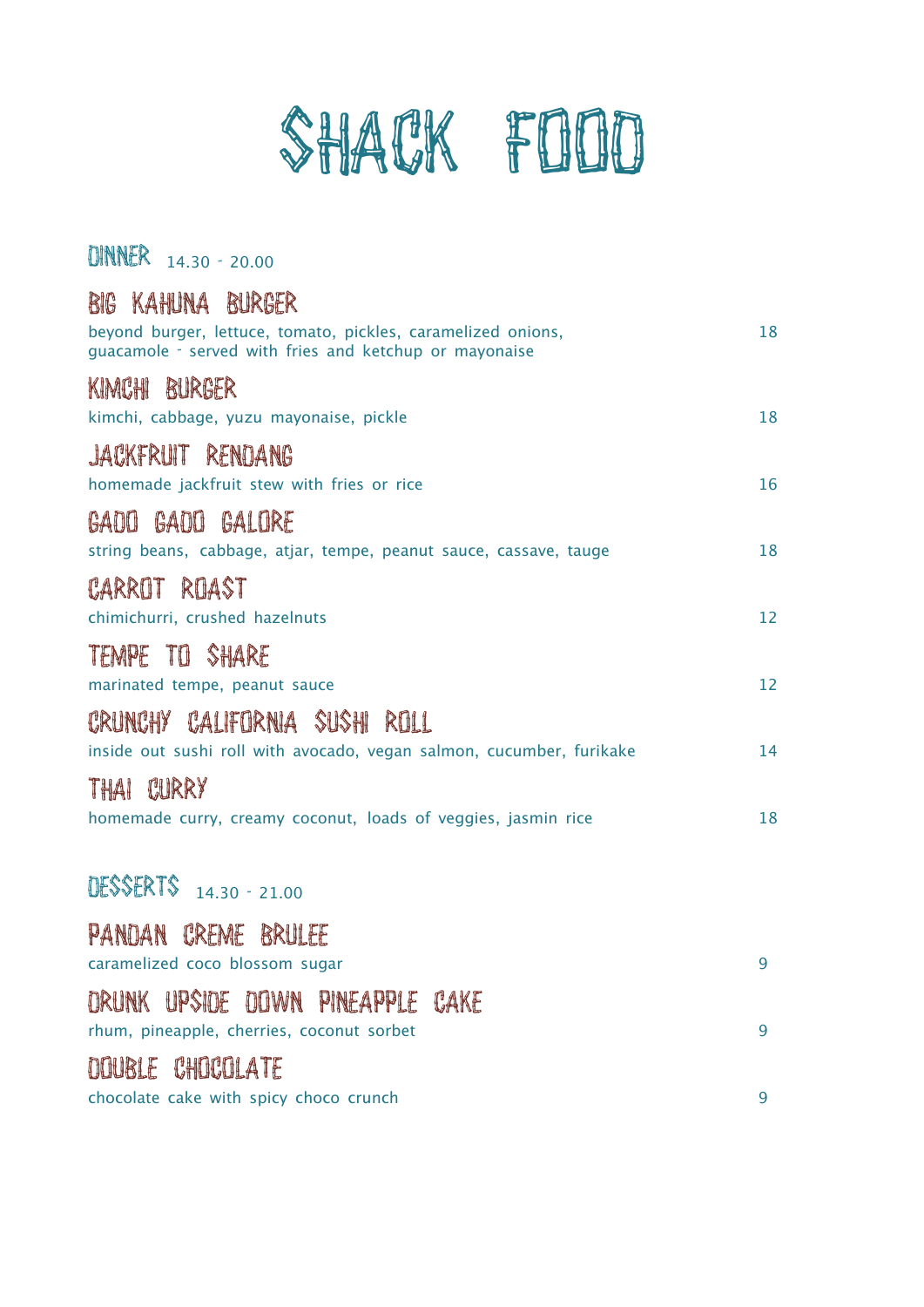# SHACK FOOD

## DINNER 14.30 - 20.00

### BIG KAHUNA BURGER

beyond burger, lettuce, tomato, pickles, caramelized onions, guacamole - served with fries and ketchup or mayonaise 18

### KIMCHI BURGER

kimchi, cabbage, yuzu mayonaise, pickle 18

### JACKFRUIT RENDANG

homemade jackfruit stew with fries or rice 16

### GADO GADO GALORE

string beans, cabbage, atjar, tempe, peanut sauce, cassave, tauge 18

### CARROT ROAST

chimichurri, crushed hazelnuts 12

### TEMPE TO SHARE

marinated tempe, peanut sauce 12

### CRUNCHY CALIFORNIA SUSHI ROLL

inside out sushi roll with avocado, vegan salmon, cucumber, furikake 14

### THAI CURRY

homemade curry, creamy coconut, loads of veggies, jasmin rice 18

## DESSERTS 14.30 - 21.00

### PANDAN CREME BRULEE

caramelized coco blossom sugar 9

### DRUNK UPSIDE DOWN PINEAPPLE CAKE

rhum, pineapple, cherries, coconut sorbet 9

### DOUBLE CHOCOLATE

chocolate cake with spicy choco crunch 9